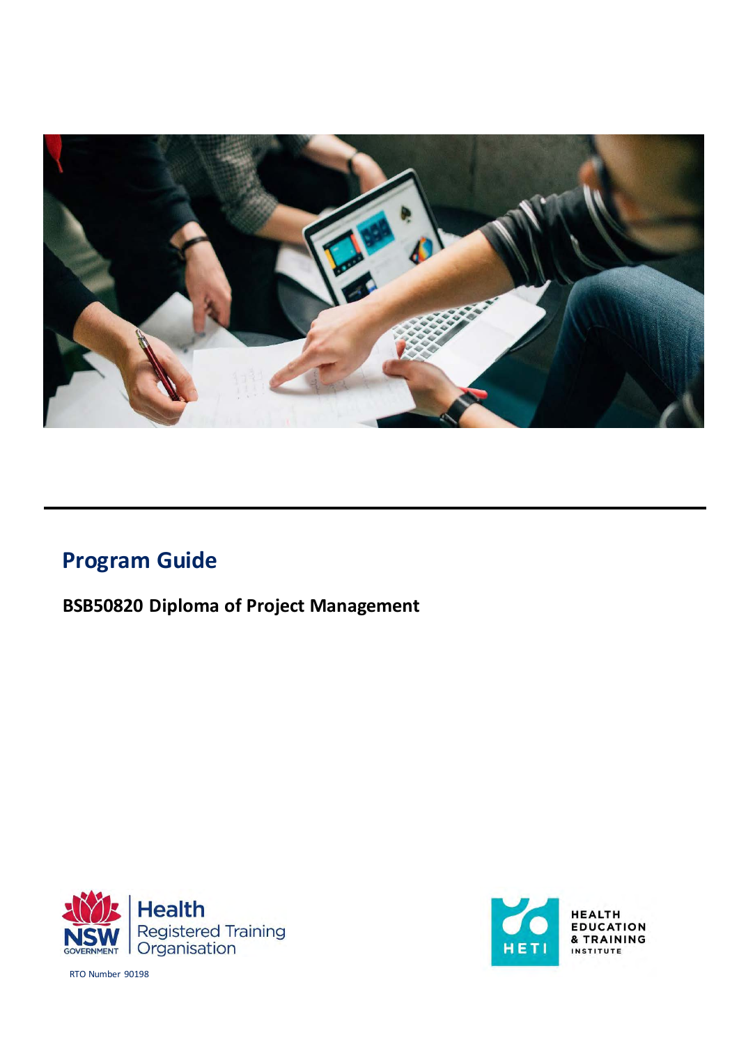# Program Guide

**BSB50820 Diploma of Project Management**

Health
Registered Training
Organisation

RTO Number 90198

HEALTH
EDUCATION
& TRAINING
INSTITUTE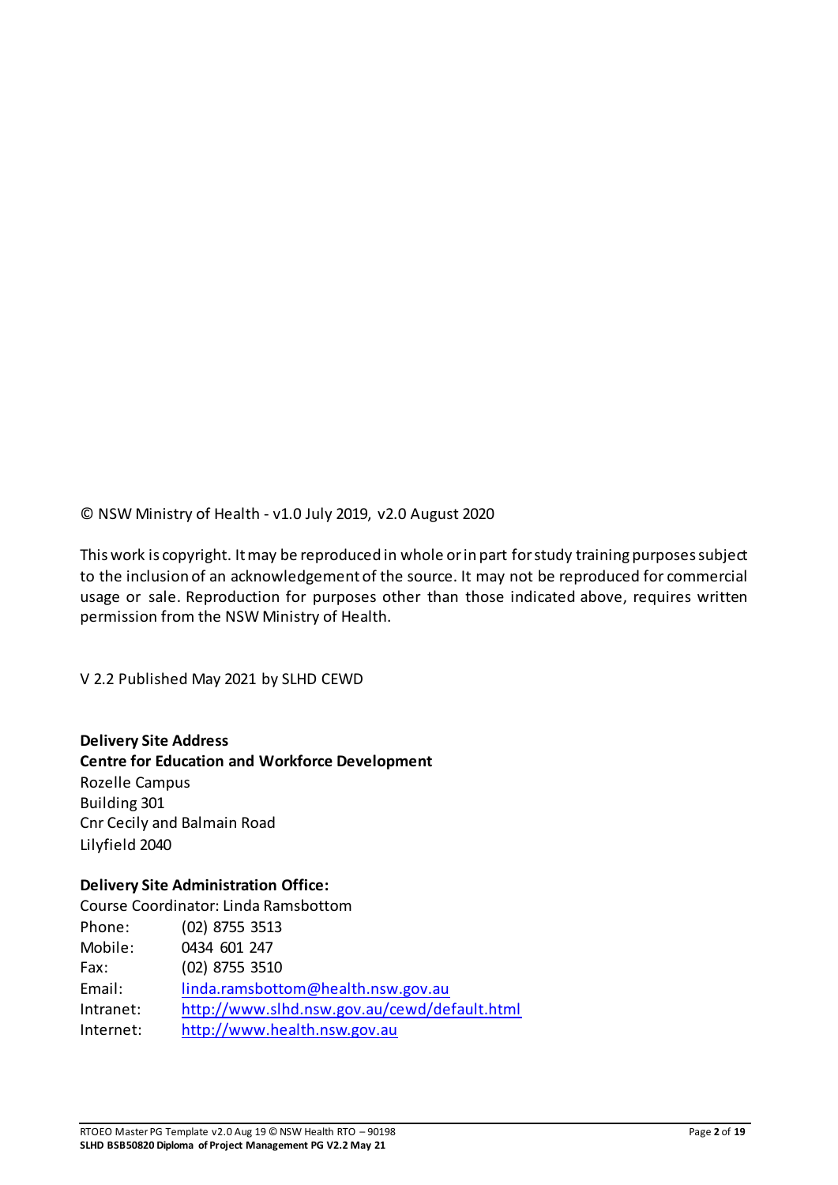© NSW Ministry of Health - v1.0 July 2019, v2.0 August 2020

This work is copyright. It may be reproduced in whole or in part for study training purposes subject to the inclusion of an acknowledgement of the source. It may not be reproduced for commercial usage or sale. Reproduction for purposes other than those indicated above, requires written permission from the NSW Ministry of Health.

V 2.2 Published May 2021 by SLHD CEWD

**Delivery Site Address**
**Centre for Education and Workforce Development**
Rozelle Campus
Building 301
Cnr Cecily and Balmain Road
Lilyfield 2040

**Delivery Site Administration Office:**
Course Coordinator: Linda Ramsbottom

| | |
|---|---|
| Phone: | (02) 8755 3513 |
| Mobile: | 0434 601 247 |
| Fax: | (02) 8755 3510 |
| Email: | linda.ramsbottom@health.nsw.gov.au |
| Intranet: | http://www.slhd.nsw.gov.au/cewd/default.html |
| Internet: | http://www.health.nsw.gov.au |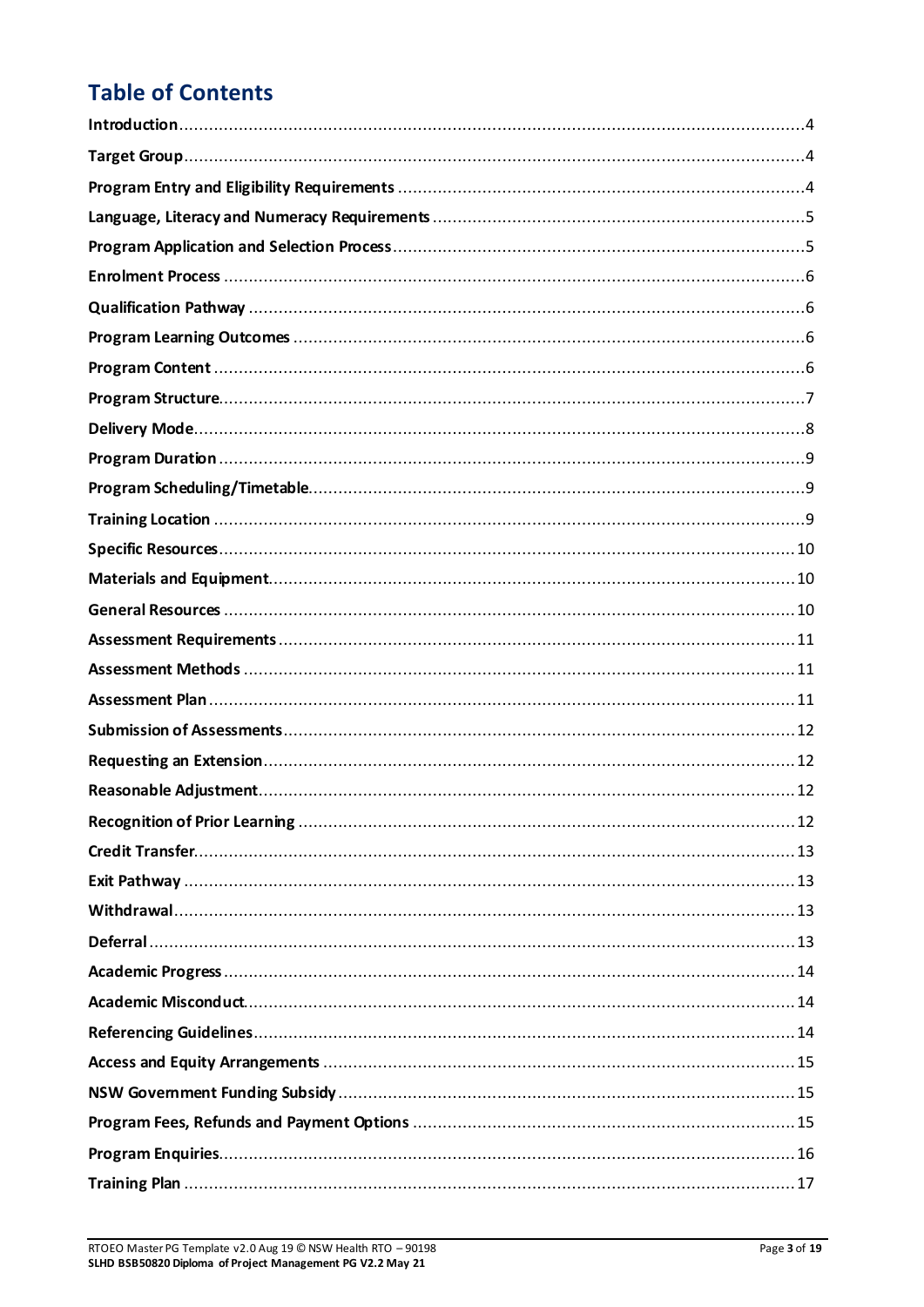# Table of Contents

Introduction .......... 4
Target Group .......... 4
Program Entry and Eligibility Requirements .......... 4
Language, Literacy and Numeracy Requirements .......... 5
Program Application and Selection Process .......... 5
Enrolment Process .......... 6
Qualification Pathway .......... 6
Program Learning Outcomes .......... 6
Program Content .......... 6
Program Structure .......... 7
Delivery Mode .......... 8
Program Duration .......... 9
Program Scheduling/Timetable .......... 9
Training Location .......... 9
Specific Resources .......... 10
Materials and Equipment .......... 10
General Resources .......... 10
Assessment Requirements .......... 11
Assessment Methods .......... 11
Assessment Plan .......... 11
Submission of Assessments .......... 12
Requesting an Extension .......... 12
Reasonable Adjustment .......... 12
Recognition of Prior Learning .......... 12
Credit Transfer .......... 13
Exit Pathway .......... 13
Withdrawal .......... 13
Deferral .......... 13
Academic Progress .......... 14
Academic Misconduct .......... 14
Referencing Guidelines .......... 14
Access and Equity Arrangements .......... 15
NSW Government Funding Subsidy .......... 15
Program Fees, Refunds and Payment Options .......... 15
Program Enquiries .......... 16
Training Plan .......... 17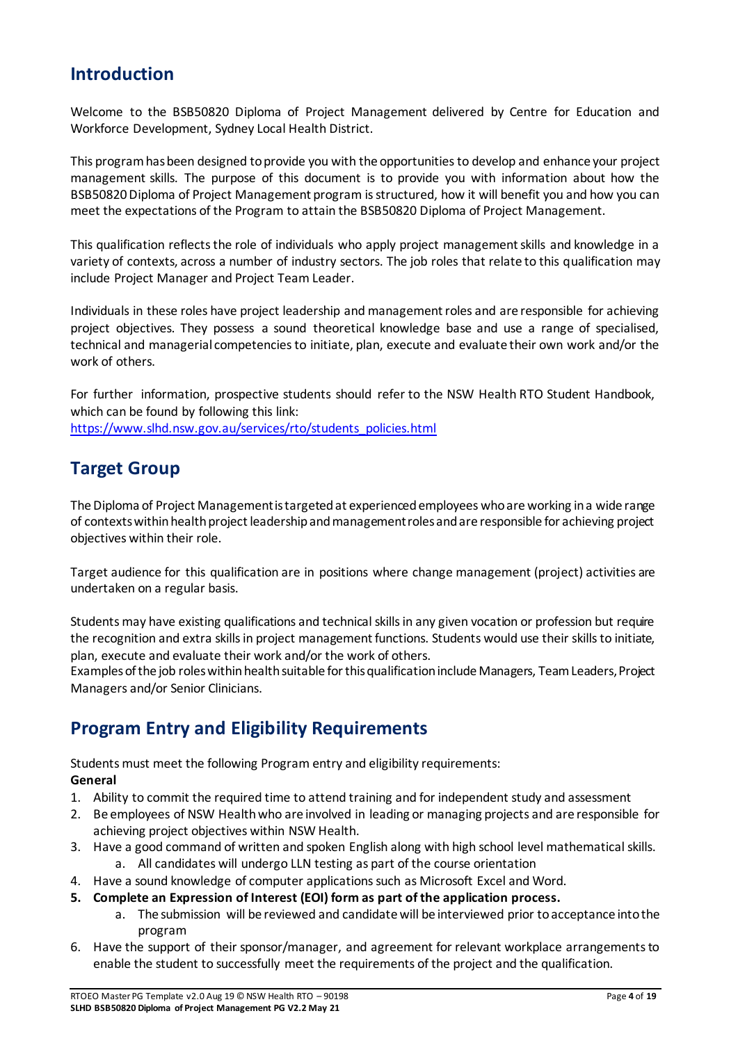## Introduction

Welcome to the BSB50820 Diploma of Project Management delivered by Centre for Education and Workforce Development, Sydney Local Health District.

This program has been designed to provide you with the opportunities to develop and enhance your project management skills. The purpose of this document is to provide you with information about how the BSB50820 Diploma of Project Management program is structured, how it will benefit you and how you can meet the expectations of the Program to attain the BSB50820 Diploma of Project Management.

This qualification reflects the role of individuals who apply project management skills and knowledge in a variety of contexts, across a number of industry sectors. The job roles that relate to this qualification may include Project Manager and Project Team Leader.

Individuals in these roles have project leadership and management roles and are responsible for achieving project objectives. They possess a sound theoretical knowledge base and use a range of specialised, technical and managerial competencies to initiate, plan, execute and evaluate their own work and/or the work of others.

For further information, prospective students should refer to the NSW Health RTO Student Handbook, which can be found by following this link:
https://www.slhd.nsw.gov.au/services/rto/students_policies.html

## Target Group

The Diploma of Project Management is targeted at experienced employees who are working in a wide range of contexts within health project leadership and management roles and are responsible for achieving project objectives within their role.

Target audience for this qualification are in positions where change management (project) activities are undertaken on a regular basis.

Students may have existing qualifications and technical skills in any given vocation or profession but require the recognition and extra skills in project management functions. Students would use their skills to initiate, plan, execute and evaluate their work and/or the work of others.
Examples of the job roles within health suitable for this qualification include Managers, Team Leaders, Project Managers and/or Senior Clinicians.

## Program Entry and Eligibility Requirements

Students must meet the following Program entry and eligibility requirements:

**General**

1. Ability to commit the required time to attend training and for independent study and assessment
2. Be employees of NSW Health who are involved in leading or managing projects and are responsible for achieving project objectives within NSW Health.
3. Have a good command of written and spoken English along with high school level mathematical skills.
    a. All candidates will undergo LLN testing as part of the course orientation
4. Have a sound knowledge of computer applications such as Microsoft Excel and Word.
5. **Complete an Expression of Interest (EOI) form as part of the application process.**
    a. The submission will be reviewed and candidate will be interviewed prior to acceptance into the program
6. Have the support of their sponsor/manager, and agreement for relevant workplace arrangements to enable the student to successfully meet the requirements of the project and the qualification.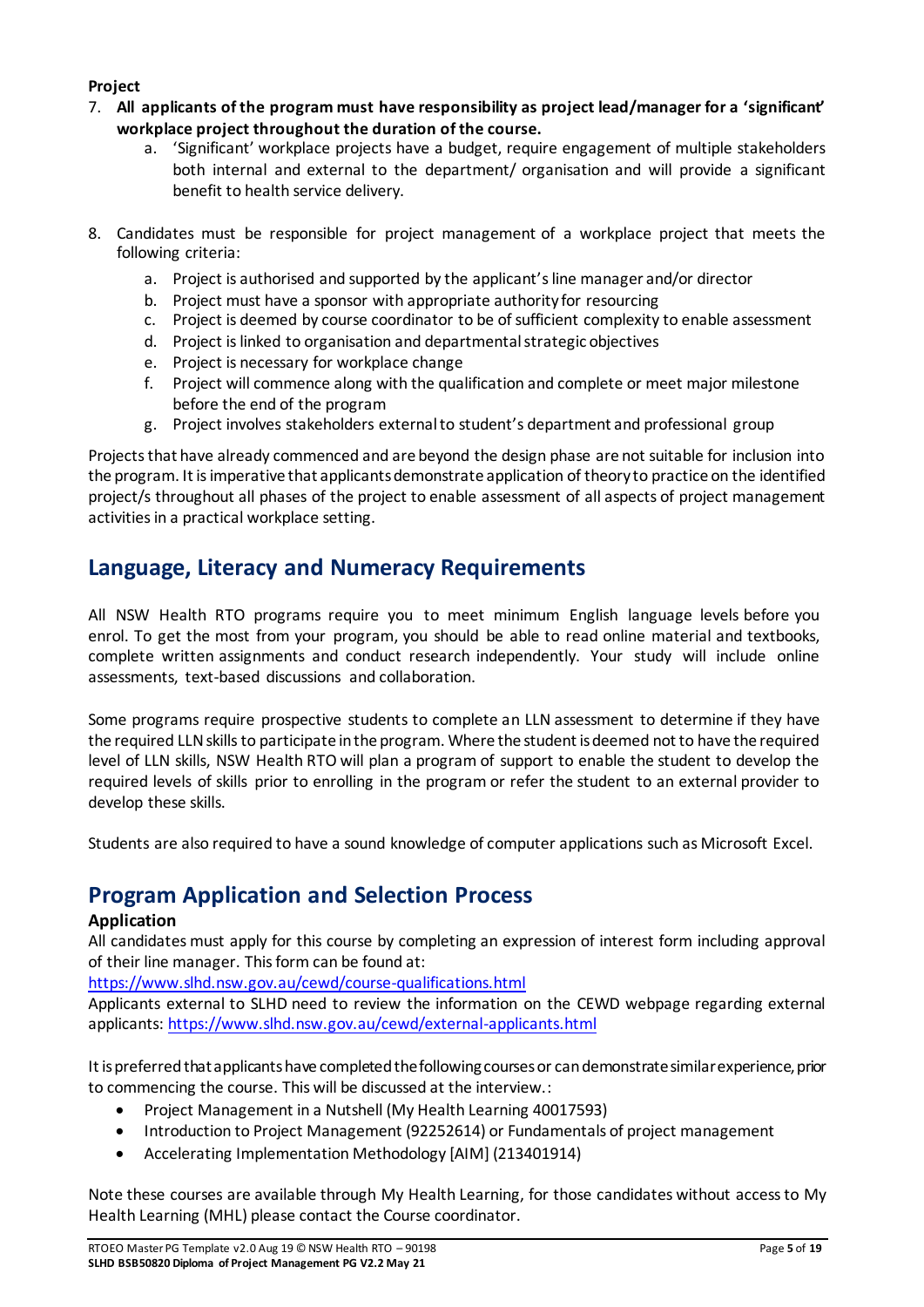**Project**

7. **All applicants of the program must have responsibility as project lead/manager for a 'significant' workplace project throughout the duration of the course.**
   a. 'Significant' workplace projects have a budget, require engagement of multiple stakeholders both internal and external to the department/ organisation and will provide a significant benefit to health service delivery.

8. Candidates must be responsible for project management of a workplace project that meets the following criteria:
   a. Project is authorised and supported by the applicant's line manager and/or director
   b. Project must have a sponsor with appropriate authority for resourcing
   c. Project is deemed by course coordinator to be of sufficient complexity to enable assessment
   d. Project is linked to organisation and departmental strategic objectives
   e. Project is necessary for workplace change
   f. Project will commence along with the qualification and complete or meet major milestone before the end of the program
   g. Project involves stakeholders external to student's department and professional group

Projects that have already commenced and are beyond the design phase are not suitable for inclusion into the program. It is imperative that applicants demonstrate application of theory to practice on the identified project/s throughout all phases of the project to enable assessment of all aspects of project management activities in a practical workplace setting.

## Language, Literacy and Numeracy Requirements

All NSW Health RTO programs require you to meet minimum English language levels before you enrol. To get the most from your program, you should be able to read online material and textbooks, complete written assignments and conduct research independently. Your study will include online assessments, text-based discussions and collaboration.

Some programs require prospective students to complete an LLN assessment to determine if they have the required LLN skills to participate in the program. Where the student is deemed not to have the required level of LLN skills, NSW Health RTO will plan a program of support to enable the student to develop the required levels of skills prior to enrolling in the program or refer the student to an external provider to develop these skills.

Students are also required to have a sound knowledge of computer applications such as Microsoft Excel.

## Program Application and Selection Process

**Application**

All candidates must apply for this course by completing an expression of interest form including approval of their line manager. This form can be found at:
https://www.slhd.nsw.gov.au/cewd/course-qualifications.html
Applicants external to SLHD need to review the information on the CEWD webpage regarding external applicants: https://www.slhd.nsw.gov.au/cewd/external-applicants.html

It is preferred that applicants have completed the following courses or can demonstrate similar experience, prior to commencing the course. This will be discussed at the interview.:

- Project Management in a Nutshell (My Health Learning 40017593)
- Introduction to Project Management (92252614) or Fundamentals of project management
- Accelerating Implementation Methodology [AIM] (213401914)

Note these courses are available through My Health Learning, for those candidates without access to My Health Learning (MHL) please contact the Course coordinator.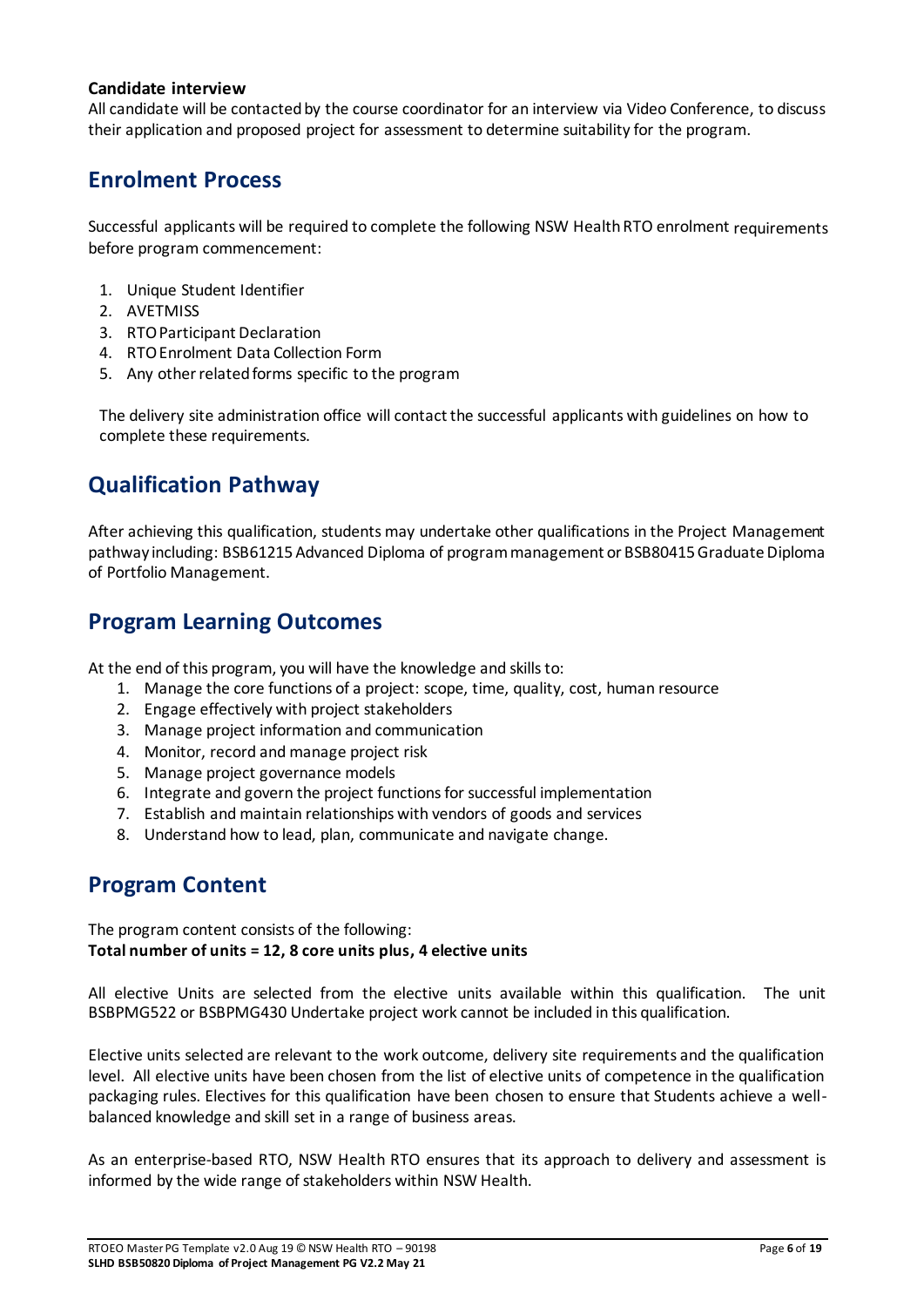**Candidate interview**
All candidate will be contacted by the course coordinator for an interview via Video Conference, to discuss their application and proposed project for assessment to determine suitability for the program.

## Enrolment Process

Successful applicants will be required to complete the following NSW Health RTO enrolment requirements before program commencement:

1. Unique Student Identifier
2. AVETMISS
3. RTO Participant Declaration
4. RTO Enrolment Data Collection Form
5. Any other related forms specific to the program

The delivery site administration office will contact the successful applicants with guidelines on how to complete these requirements.

## Qualification Pathway

After achieving this qualification, students may undertake other qualifications in the Project Management pathway including: BSB61215 Advanced Diploma of program management or BSB80415 Graduate Diploma of Portfolio Management.

## Program Learning Outcomes

At the end of this program, you will have the knowledge and skills to:

1. Manage the core functions of a project: scope, time, quality, cost, human resource
2. Engage effectively with project stakeholders
3. Manage project information and communication
4. Monitor, record and manage project risk
5. Manage project governance models
6. Integrate and govern the project functions for successful implementation
7. Establish and maintain relationships with vendors of goods and services
8. Understand how to lead, plan, communicate and navigate change.

## Program Content

The program content consists of the following:
**Total number of units = 12, 8 core units plus, 4 elective units**

All elective Units are selected from the elective units available within this qualification. The unit BSBPMG522 or BSBPMG430 Undertake project work cannot be included in this qualification.

Elective units selected are relevant to the work outcome, delivery site requirements and the qualification level. All elective units have been chosen from the list of elective units of competence in the qualification packaging rules. Electives for this qualification have been chosen to ensure that Students achieve a well-balanced knowledge and skill set in a range of business areas.

As an enterprise-based RTO, NSW Health RTO ensures that its approach to delivery and assessment is informed by the wide range of stakeholders within NSW Health.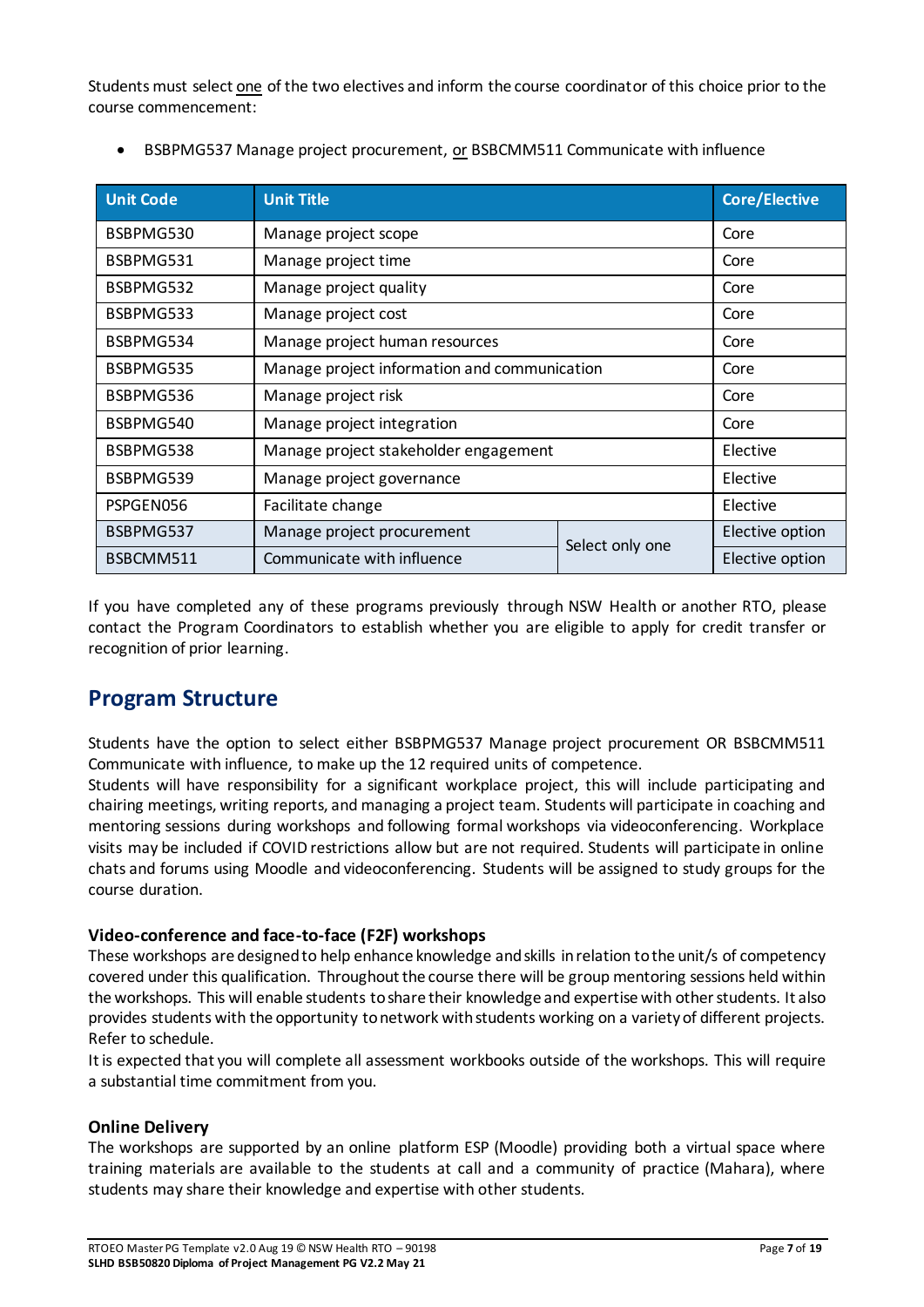Students must select one of the two electives and inform the course coordinator of this choice prior to the course commencement:

- BSBPMG537 Manage project procurement, or BSBCMM511 Communicate with influence

| Unit Code | Unit Title | | Core/Elective |
|---|---|---|---|
| BSBPMG530 | Manage project scope | | Core |
| BSBPMG531 | Manage project time | | Core |
| BSBPMG532 | Manage project quality | | Core |
| BSBPMG533 | Manage project cost | | Core |
| BSBPMG534 | Manage project human resources | | Core |
| BSBPMG535 | Manage project information and communication | | Core |
| BSBPMG536 | Manage project risk | | Core |
| BSBPMG540 | Manage project integration | | Core |
| BSBPMG538 | Manage project stakeholder engagement | | Elective |
| BSBPMG539 | Manage project governance | | Elective |
| PSPGEN056 | Facilitate change | | Elective |
| BSBPMG537 | Manage project procurement | Select only one | Elective option |
| BSBCMM511 | Communicate with influence | | Elective option |

If you have completed any of these programs previously through NSW Health or another RTO, please contact the Program Coordinators to establish whether you are eligible to apply for credit transfer or recognition of prior learning.

## Program Structure

Students have the option to select either BSBPMG537 Manage project procurement OR BSBCMM511 Communicate with influence, to make up the 12 required units of competence.
Students will have responsibility for a significant workplace project, this will include participating and chairing meetings, writing reports, and managing a project team. Students will participate in coaching and mentoring sessions during workshops and following formal workshops via videoconferencing. Workplace visits may be included if COVID restrictions allow but are not required. Students will participate in online chats and forums using Moodle and videoconferencing. Students will be assigned to study groups for the course duration.

### Video-conference and face-to-face (F2F) workshops

These workshops are designed to help enhance knowledge and skills in relation to the unit/s of competency covered under this qualification. Throughout the course there will be group mentoring sessions held within the workshops. This will enable students to share their knowledge and expertise with other students. It also provides students with the opportunity to network with students working on a variety of different projects. Refer to schedule.
It is expected that you will complete all assessment workbooks outside of the workshops. This will require a substantial time commitment from you.

### Online Delivery

The workshops are supported by an online platform ESP (Moodle) providing both a virtual space where training materials are available to the students at call and a community of practice (Mahara), where students may share their knowledge and expertise with other students.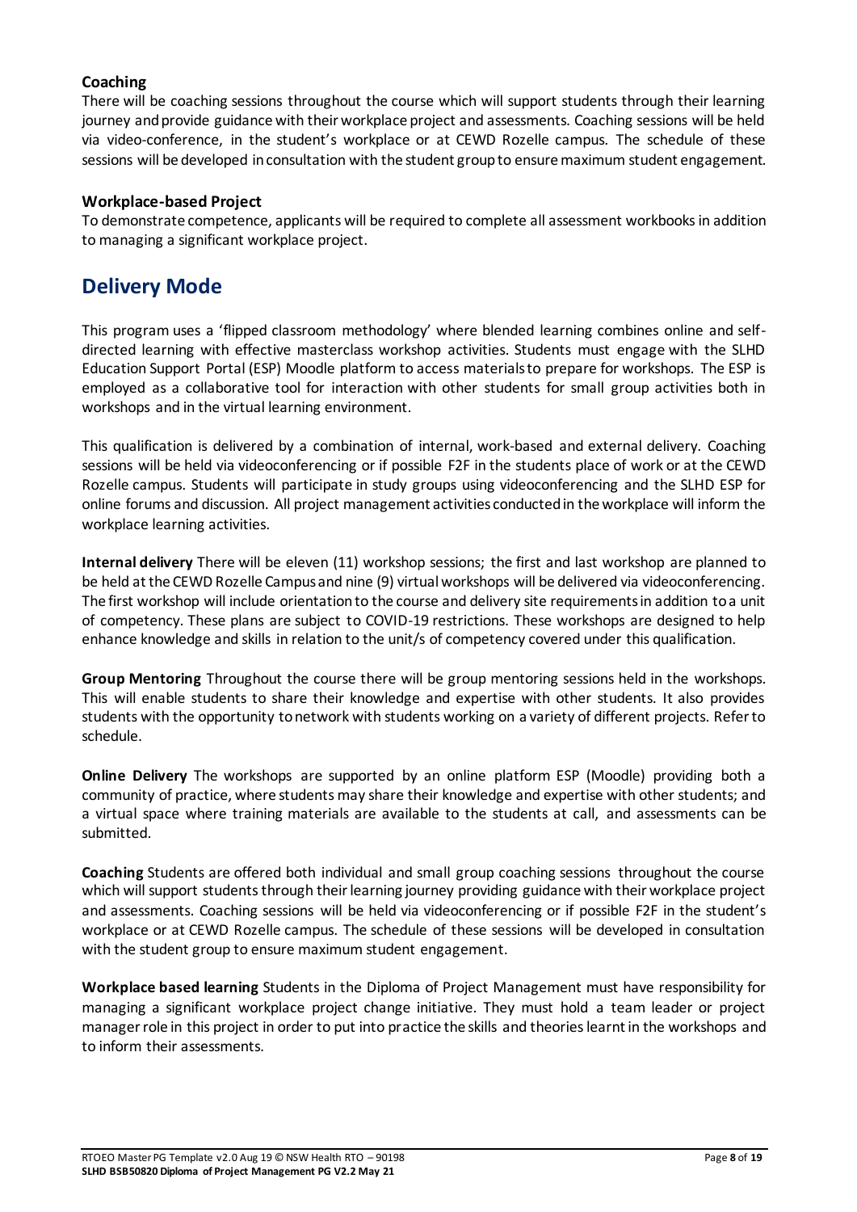### Coaching

There will be coaching sessions throughout the course which will support students through their learning journey and provide guidance with their workplace project and assessments. Coaching sessions will be held via video-conference, in the student's workplace or at CEWD Rozelle campus. The schedule of these sessions will be developed in consultation with the student group to ensure maximum student engagement.

### Workplace-based Project

To demonstrate competence, applicants will be required to complete all assessment workbooks in addition to managing a significant workplace project.

## Delivery Mode

This program uses a 'flipped classroom methodology' where blended learning combines online and self-directed learning with effective masterclass workshop activities. Students must engage with the SLHD Education Support Portal (ESP) Moodle platform to access materials to prepare for workshops. The ESP is employed as a collaborative tool for interaction with other students for small group activities both in workshops and in the virtual learning environment.

This qualification is delivered by a combination of internal, work-based and external delivery. Coaching sessions will be held via videoconferencing or if possible F2F in the students place of work or at the CEWD Rozelle campus. Students will participate in study groups using videoconferencing and the SLHD ESP for online forums and discussion. All project management activities conducted in the workplace will inform the workplace learning activities.

**Internal delivery** There will be eleven (11) workshop sessions; the first and last workshop are planned to be held at the CEWD Rozelle Campus and nine (9) virtual workshops will be delivered via videoconferencing. The first workshop will include orientation to the course and delivery site requirements in addition to a unit of competency. These plans are subject to COVID-19 restrictions. These workshops are designed to help enhance knowledge and skills in relation to the unit/s of competency covered under this qualification.

**Group Mentoring** Throughout the course there will be group mentoring sessions held in the workshops. This will enable students to share their knowledge and expertise with other students. It also provides students with the opportunity to network with students working on a variety of different projects. Refer to schedule.

**Online Delivery** The workshops are supported by an online platform ESP (Moodle) providing both a community of practice, where students may share their knowledge and expertise with other students; and a virtual space where training materials are available to the students at call, and assessments can be submitted.

**Coaching** Students are offered both individual and small group coaching sessions throughout the course which will support students through their learning journey providing guidance with their workplace project and assessments. Coaching sessions will be held via videoconferencing or if possible F2F in the student's workplace or at CEWD Rozelle campus. The schedule of these sessions will be developed in consultation with the student group to ensure maximum student engagement.

**Workplace based learning** Students in the Diploma of Project Management must have responsibility for managing a significant workplace project change initiative. They must hold a team leader or project manager role in this project in order to put into practice the skills and theories learnt in the workshops and to inform their assessments.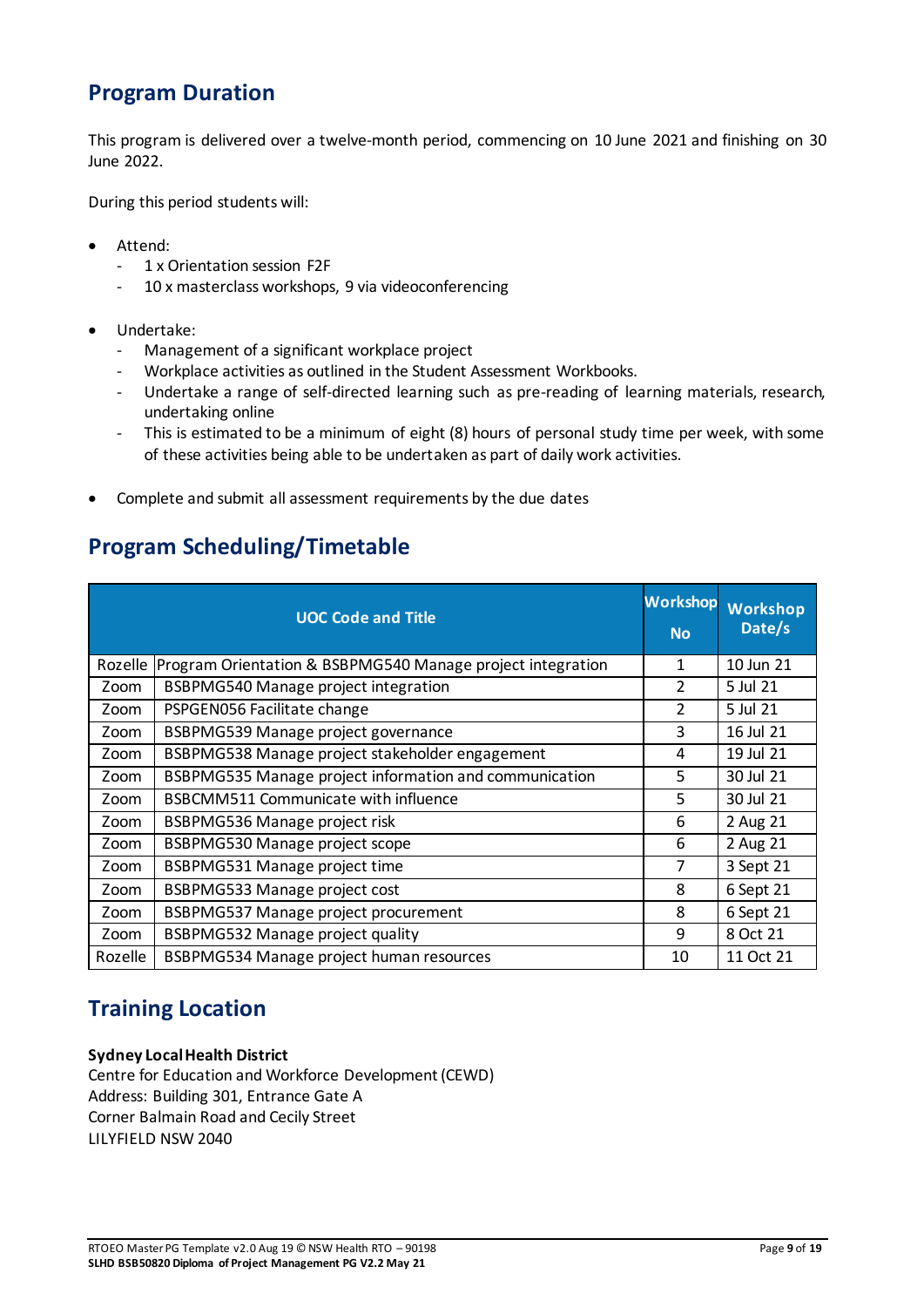## Program Duration

This program is delivered over a twelve-month period, commencing on 10 June 2021 and finishing on 30 June 2022.

During this period students will:

- Attend:
  - 1 x Orientation session F2F
  - 10 x masterclass workshops, 9 via videoconferencing
- Undertake:
  - Management of a significant workplace project
  - Workplace activities as outlined in the Student Assessment Workbooks.
  - Undertake a range of self-directed learning such as pre-reading of learning materials, research, undertaking online
  - This is estimated to be a minimum of eight (8) hours of personal study time per week, with some of these activities being able to be undertaken as part of daily work activities.
- Complete and submit all assessment requirements by the due dates

## Program Scheduling/Timetable

| UOC Code and Title | | Workshop No | Workshop Date/s |
|---|---|---|---|
| Rozelle | Program Orientation & BSBPMG540 Manage project integration | 1 | 10 Jun 21 |
| Zoom | BSBPMG540 Manage project integration | 2 | 5 Jul 21 |
| Zoom | PSPGEN056 Facilitate change | 2 | 5 Jul 21 |
| Zoom | BSBPMG539 Manage project governance | 3 | 16 Jul 21 |
| Zoom | BSBPMG538 Manage project stakeholder engagement | 4 | 19 Jul 21 |
| Zoom | BSBPMG535 Manage project information and communication | 5 | 30 Jul 21 |
| Zoom | BSBCMM511 Communicate with influence | 5 | 30 Jul 21 |
| Zoom | BSBPMG536 Manage project risk | 6 | 2 Aug 21 |
| Zoom | BSBPMG530 Manage project scope | 6 | 2 Aug 21 |
| Zoom | BSBPMG531 Manage project time | 7 | 3 Sept 21 |
| Zoom | BSBPMG533 Manage project cost | 8 | 6 Sept 21 |
| Zoom | BSBPMG537 Manage project procurement | 8 | 6 Sept 21 |
| Zoom | BSBPMG532 Manage project quality | 9 | 8 Oct 21 |
| Rozelle | BSBPMG534 Manage project human resources | 10 | 11 Oct 21 |

## Training Location

**Sydney Local Health District**
Centre for Education and Workforce Development (CEWD)
Address: Building 301, Entrance Gate A
Corner Balmain Road and Cecily Street
LILYFIELD NSW 2040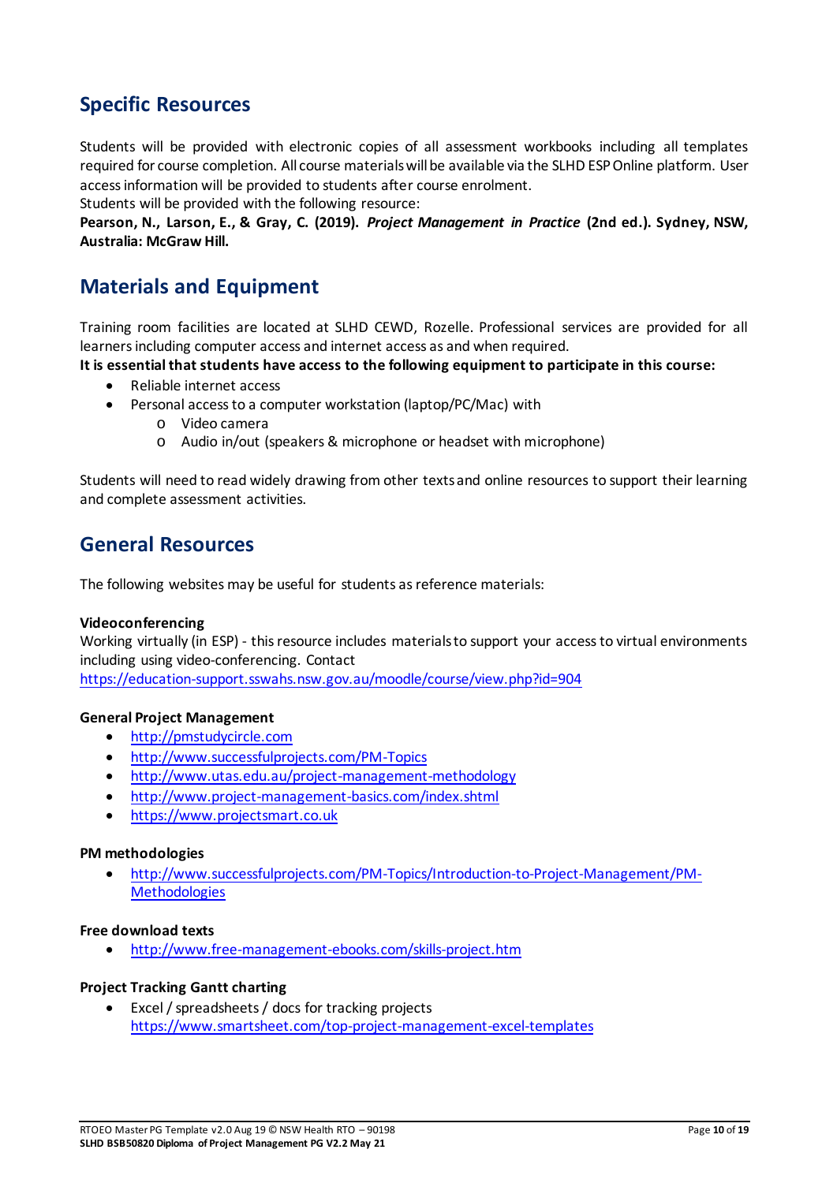## Specific Resources

Students will be provided with electronic copies of all assessment workbooks including all templates required for course completion. All course materials will be available via the SLHD ESP Online platform. User access information will be provided to students after course enrolment.

Students will be provided with the following resource:

**Pearson, N., Larson, E., & Gray, C. (2019). *Project Management in Practice* (2nd ed.). Sydney, NSW, Australia: McGraw Hill.**

## Materials and Equipment

Training room facilities are located at SLHD CEWD, Rozelle. Professional services are provided for all learners including computer access and internet access as and when required.

**It is essential that students have access to the following equipment to participate in this course:**

- Reliable internet access
- Personal access to a computer workstation (laptop/PC/Mac) with
  - Video camera
  - Audio in/out (speakers & microphone or headset with microphone)

Students will need to read widely drawing from other texts and online resources to support their learning and complete assessment activities.

## General Resources

The following websites may be useful for students as reference materials:

**Videoconferencing**

Working virtually (in ESP) - this resource includes materials to support your access to virtual environments including using video-conferencing. Contact https://education-support.sswahs.nsw.gov.au/moodle/course/view.php?id=904

**General Project Management**

- http://pmstudycircle.com
- http://www.successfulprojects.com/PM-Topics
- http://www.utas.edu.au/project-management-methodology
- http://www.project-management-basics.com/index.shtml
- https://www.projectsmart.co.uk

**PM methodologies**

- http://www.successfulprojects.com/PM-Topics/Introduction-to-Project-Management/PM-Methodologies

**Free download texts**

- http://www.free-management-ebooks.com/skills-project.htm

**Project Tracking Gantt charting**

- Excel / spreadsheets / docs for tracking projects https://www.smartsheet.com/top-project-management-excel-templates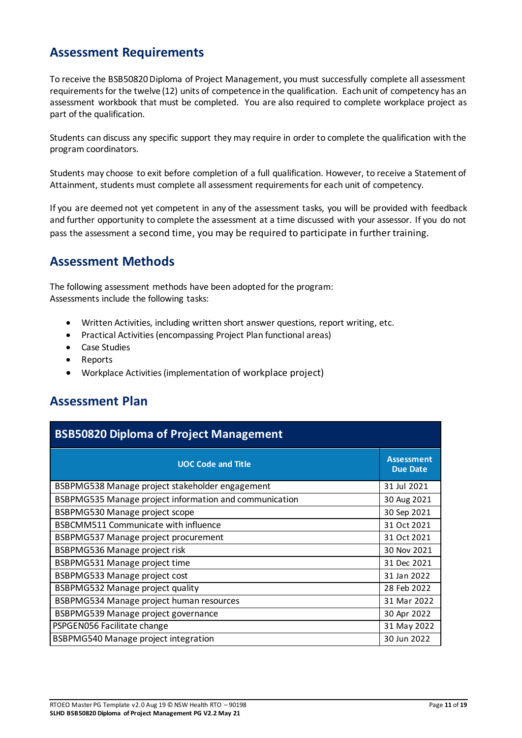## Assessment Requirements

To receive the BSB50820 Diploma of Project Management, you must successfully complete all assessment requirements for the twelve (12) units of competence in the qualification. Each unit of competency has an assessment workbook that must be completed. You are also required to complete workplace project as part of the qualification.

Students can discuss any specific support they may require in order to complete the qualification with the program coordinators.

Students may choose to exit before completion of a full qualification. However, to receive a Statement of Attainment, students must complete all assessment requirements for each unit of competency.

If you are deemed not yet competent in any of the assessment tasks, you will be provided with feedback and further opportunity to complete the assessment at a time discussed with your assessor. If you do not pass the assessment a second time, you may be required to participate in further training.

## Assessment Methods

The following assessment methods have been adopted for the program:
Assessments include the following tasks:

- Written Activities, including written short answer questions, report writing, etc.
- Practical Activities (encompassing Project Plan functional areas)
- Case Studies
- Reports
- Workplace Activities (implementation of workplace project)

## Assessment Plan

| BSB50820 Diploma of Project Management | |
|---|---|
| **UOC Code and Title** | **Assessment Due Date** |
| BSBPMG538 Manage project stakeholder engagement | 31 Jul 2021 |
| BSBPMG535 Manage project information and communication | 30 Aug 2021 |
| BSBPMG530 Manage project scope | 30 Sep 2021 |
| BSBCMM511 Communicate with influence | 31 Oct 2021 |
| BSBPMG537 Manage project procurement | 31 Oct 2021 |
| BSBPMG536 Manage project risk | 30 Nov 2021 |
| BSBPMG531 Manage project time | 31 Dec 2021 |
| BSBPMG533 Manage project cost | 31 Jan 2022 |
| BSBPMG532 Manage project quality | 28 Feb 2022 |
| BSBPMG534 Manage project human resources | 31 Mar 2022 |
| BSBPMG539 Manage project governance | 30 Apr 2022 |
| PSPGEN056 Facilitate change | 31 May 2022 |
| BSBPMG540 Manage project integration | 30 Jun 2022 |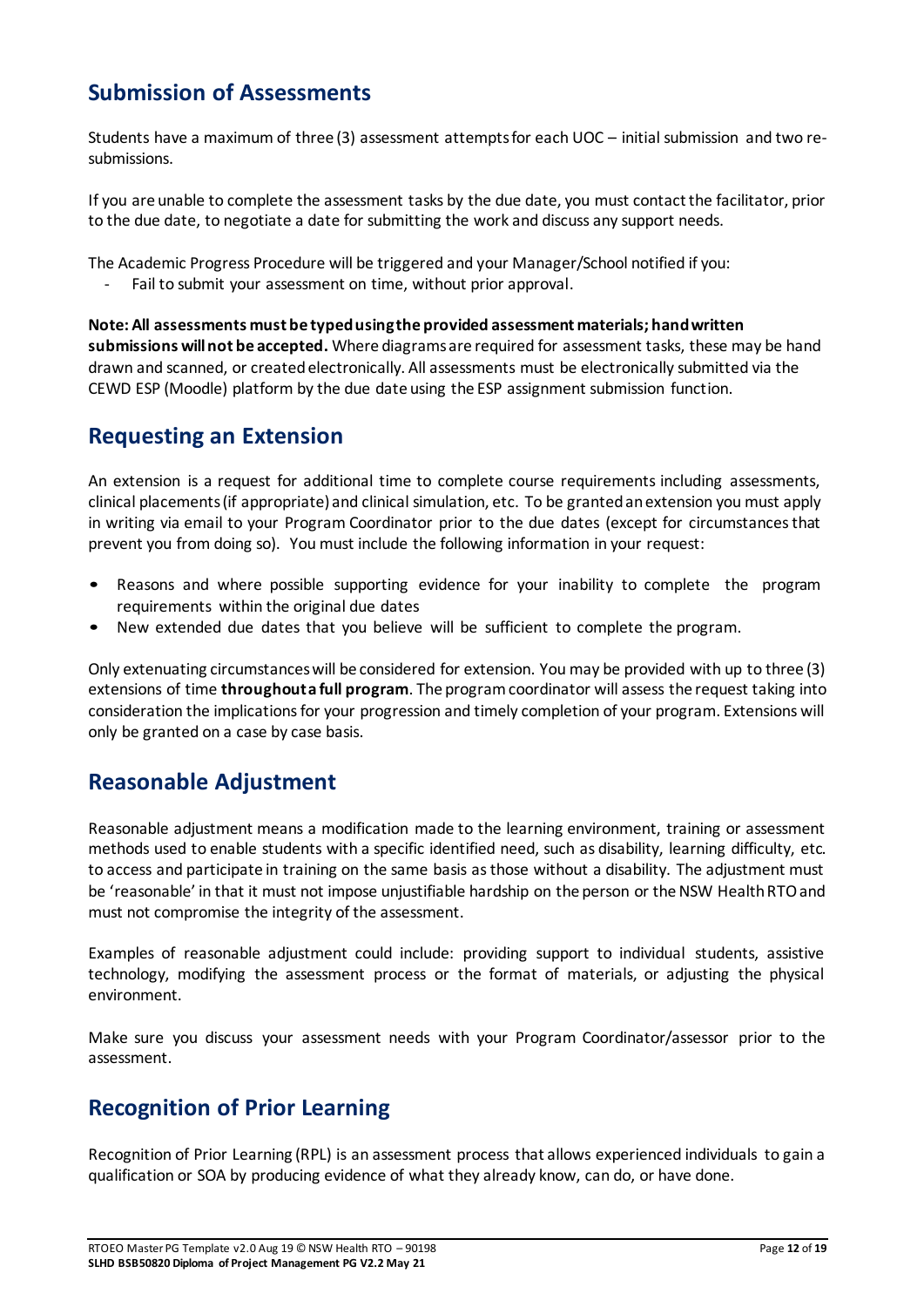## Submission of Assessments

Students have a maximum of three (3) assessment attempts for each UOC – initial submission and two re-submissions.

If you are unable to complete the assessment tasks by the due date, you must contact the facilitator, prior to the due date, to negotiate a date for submitting the work and discuss any support needs.

The Academic Progress Procedure will be triggered and your Manager/School notified if you:

- Fail to submit your assessment on time, without prior approval.

**Note: All assessments must be typed using the provided assessment materials; handwritten submissions will not be accepted.** Where diagrams are required for assessment tasks, these may be hand drawn and scanned, or created electronically. All assessments must be electronically submitted via the CEWD ESP (Moodle) platform by the due date using the ESP assignment submission function.

## Requesting an Extension

An extension is a request for additional time to complete course requirements including assessments, clinical placements (if appropriate) and clinical simulation, etc. To be granted an extension you must apply in writing via email to your Program Coordinator prior to the due dates (except for circumstances that prevent you from doing so). You must include the following information in your request:

- Reasons and where possible supporting evidence for your inability to complete the program requirements within the original due dates
- New extended due dates that you believe will be sufficient to complete the program.

Only extenuating circumstances will be considered for extension. You may be provided with up to three (3) extensions of time **throughout a full program**. The program coordinator will assess the request taking into consideration the implications for your progression and timely completion of your program. Extensions will only be granted on a case by case basis.

## Reasonable Adjustment

Reasonable adjustment means a modification made to the learning environment, training or assessment methods used to enable students with a specific identified need, such as disability, learning difficulty, etc. to access and participate in training on the same basis as those without a disability. The adjustment must be 'reasonable' in that it must not impose unjustifiable hardship on the person or the NSW Health RTO and must not compromise the integrity of the assessment.

Examples of reasonable adjustment could include: providing support to individual students, assistive technology, modifying the assessment process or the format of materials, or adjusting the physical environment.

Make sure you discuss your assessment needs with your Program Coordinator/assessor prior to the assessment.

## Recognition of Prior Learning

Recognition of Prior Learning (RPL) is an assessment process that allows experienced individuals to gain a qualification or SOA by producing evidence of what they already know, can do, or have done.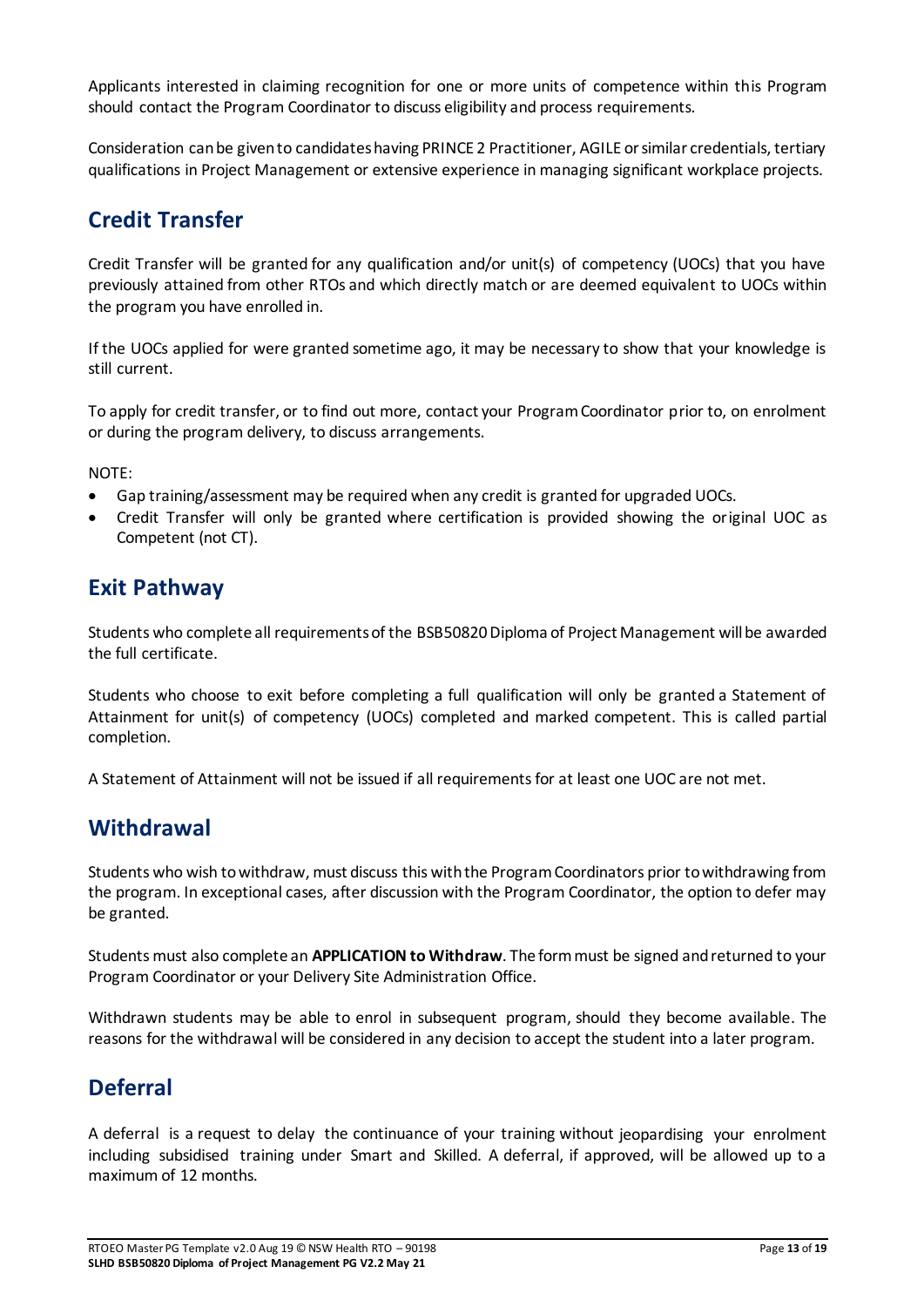Applicants interested in claiming recognition for one or more units of competence within this Program should contact the Program Coordinator to discuss eligibility and process requirements.

Consideration can be given to candidates having PRINCE 2 Practitioner, AGILE or similar credentials, tertiary qualifications in Project Management or extensive experience in managing significant workplace projects.

## Credit Transfer

Credit Transfer will be granted for any qualification and/or unit(s) of competency (UOCs) that you have previously attained from other RTOs and which directly match or are deemed equivalent to UOCs within the program you have enrolled in.

If the UOCs applied for were granted sometime ago, it may be necessary to show that your knowledge is still current.

To apply for credit transfer, or to find out more, contact your Program Coordinator prior to, on enrolment or during the program delivery, to discuss arrangements.

NOTE:

- Gap training/assessment may be required when any credit is granted for upgraded UOCs.
- Credit Transfer will only be granted where certification is provided showing the original UOC as Competent (not CT).

## Exit Pathway

Students who complete all requirements of the BSB50820 Diploma of Project Management will be awarded the full certificate.

Students who choose to exit before completing a full qualification will only be granted a Statement of Attainment for unit(s) of competency (UOCs) completed and marked competent. This is called partial completion.

A Statement of Attainment will not be issued if all requirements for at least one UOC are not met.

## Withdrawal

Students who wish to withdraw, must discuss this with the Program Coordinators prior to withdrawing from the program. In exceptional cases, after discussion with the Program Coordinator, the option to defer may be granted.

Students must also complete an **APPLICATION to Withdraw**. The form must be signed and returned to your Program Coordinator or your Delivery Site Administration Office.

Withdrawn students may be able to enrol in subsequent program, should they become available. The reasons for the withdrawal will be considered in any decision to accept the student into a later program.

## Deferral

A deferral is a request to delay the continuance of your training without jeopardising your enrolment including subsidised training under Smart and Skilled. A deferral, if approved, will be allowed up to a maximum of 12 months.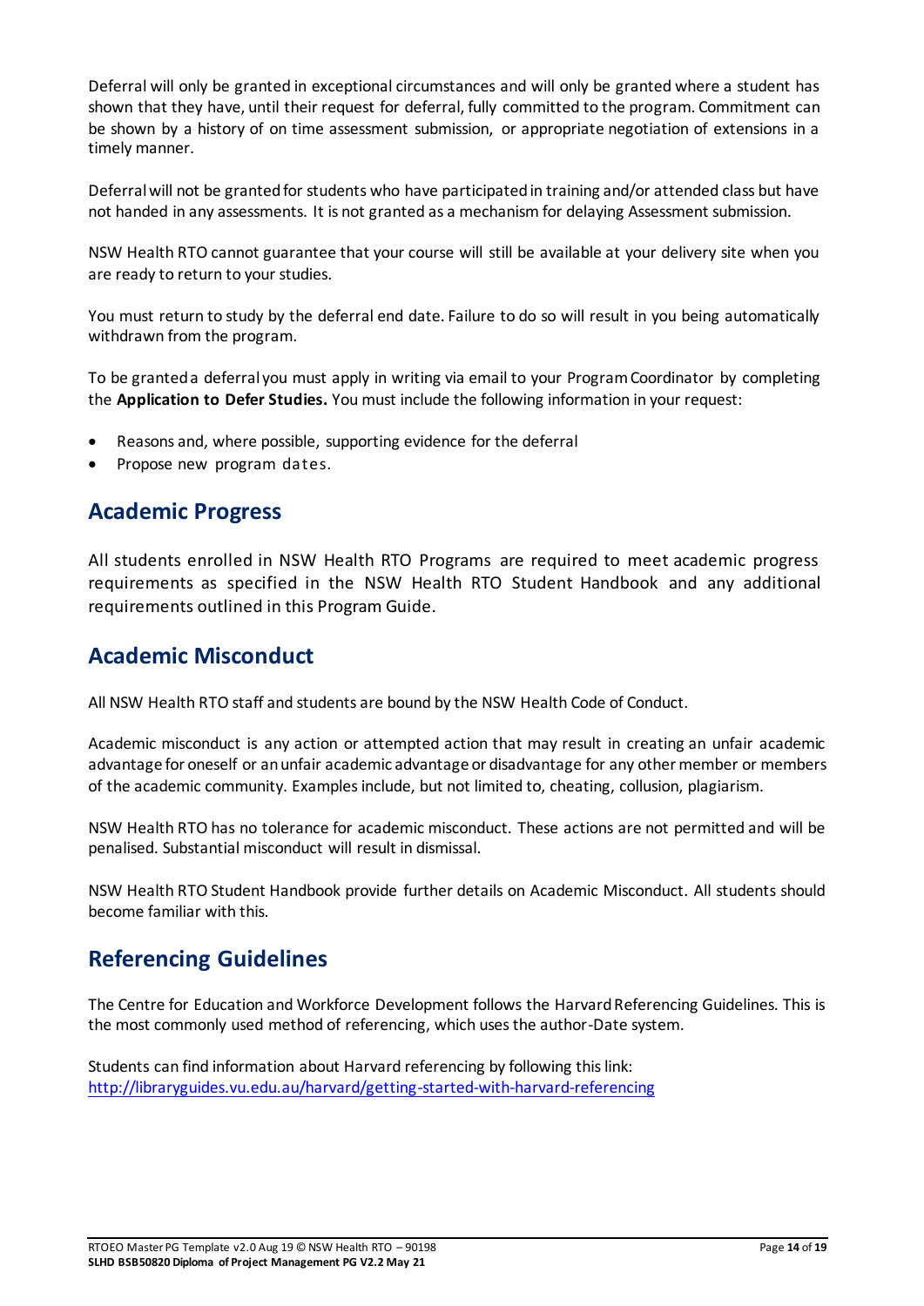Deferral will only be granted in exceptional circumstances and will only be granted where a student has shown that they have, until their request for deferral, fully committed to the program. Commitment can be shown by a history of on time assessment submission, or appropriate negotiation of extensions in a timely manner.

Deferral will not be granted for students who have participated in training and/or attended class but have not handed in any assessments. It is not granted as a mechanism for delaying Assessment submission.

NSW Health RTO cannot guarantee that your course will still be available at your delivery site when you are ready to return to your studies.

You must return to study by the deferral end date. Failure to do so will result in you being automatically withdrawn from the program.

To be granted a deferral you must apply in writing via email to your Program Coordinator by completing the **Application to Defer Studies.** You must include the following information in your request:

- Reasons and, where possible, supporting evidence for the deferral
- Propose new program dates.

## Academic Progress

All students enrolled in NSW Health RTO Programs are required to meet academic progress requirements as specified in the NSW Health RTO Student Handbook and any additional requirements outlined in this Program Guide.

## Academic Misconduct

All NSW Health RTO staff and students are bound by the NSW Health Code of Conduct.

Academic misconduct is any action or attempted action that may result in creating an unfair academic advantage for oneself or an unfair academic advantage or disadvantage for any other member or members of the academic community. Examples include, but not limited to, cheating, collusion, plagiarism.

NSW Health RTO has no tolerance for academic misconduct. These actions are not permitted and will be penalised. Substantial misconduct will result in dismissal.

NSW Health RTO Student Handbook provide further details on Academic Misconduct. All students should become familiar with this.

## Referencing Guidelines

The Centre for Education and Workforce Development follows the Harvard Referencing Guidelines. This is the most commonly used method of referencing, which uses the author-Date system.

Students can find information about Harvard referencing by following this link:
[http://libraryguides.vu.edu.au/harvard/getting-started-with-harvard-referencing](http://libraryguides.vu.edu.au/harvard/getting-started-with-harvard-referencing)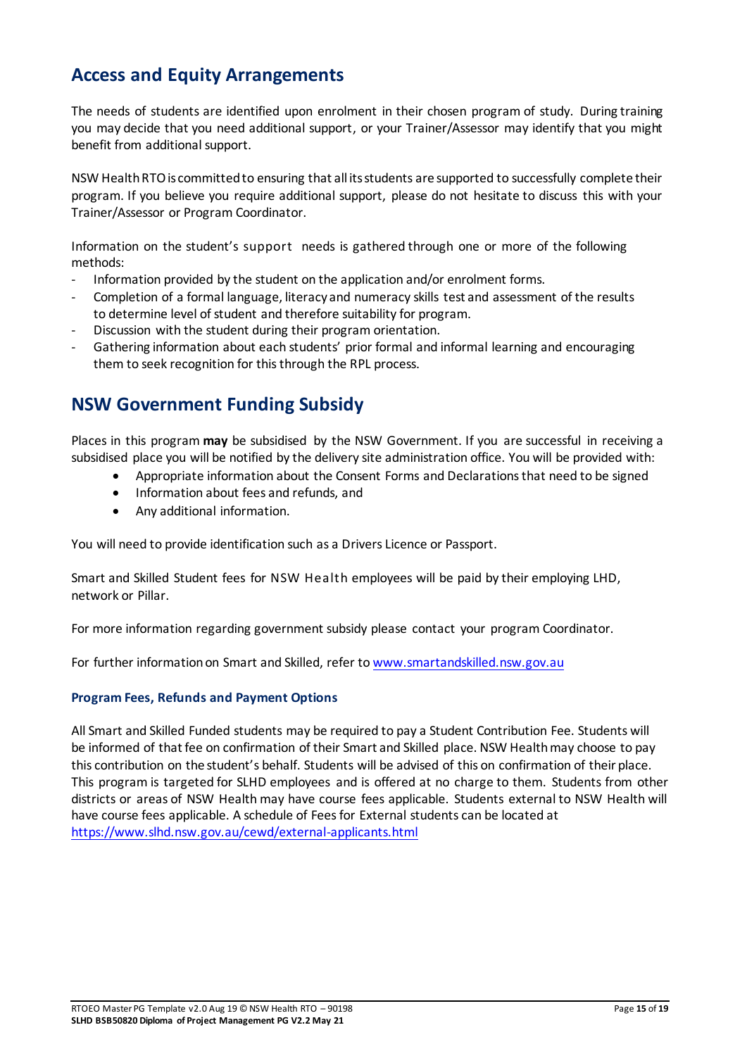## Access and Equity Arrangements

The needs of students are identified upon enrolment in their chosen program of study. During training you may decide that you need additional support, or your Trainer/Assessor may identify that you might benefit from additional support.

NSW Health RTO is committed to ensuring that all its students are supported to successfully complete their program. If you believe you require additional support, please do not hesitate to discuss this with your Trainer/Assessor or Program Coordinator.

Information on the student's support needs is gathered through one or more of the following methods:

- Information provided by the student on the application and/or enrolment forms.
- Completion of a formal language, literacy and numeracy skills test and assessment of the results to determine level of student and therefore suitability for program.
- Discussion with the student during their program orientation.
- Gathering information about each students' prior formal and informal learning and encouraging them to seek recognition for this through the RPL process.

## NSW Government Funding Subsidy

Places in this program **may** be subsidised by the NSW Government. If you are successful in receiving a subsidised place you will be notified by the delivery site administration office. You will be provided with:

- Appropriate information about the Consent Forms and Declarations that need to be signed
- Information about fees and refunds, and
- Any additional information.

You will need to provide identification such as a Drivers Licence or Passport.

Smart and Skilled Student fees for NSW Health employees will be paid by their employing LHD, network or Pillar.

For more information regarding government subsidy please contact your program Coordinator.

For further information on Smart and Skilled, refer to www.smartandskilled.nsw.gov.au

### Program Fees, Refunds and Payment Options

All Smart and Skilled Funded students may be required to pay a Student Contribution Fee. Students will be informed of that fee on confirmation of their Smart and Skilled place. NSW Health may choose to pay this contribution on the student's behalf. Students will be advised of this on confirmation of their place. This program is targeted for SLHD employees and is offered at no charge to them. Students from other districts or areas of NSW Health may have course fees applicable. Students external to NSW Health will have course fees applicable. A schedule of Fees for External students can be located at https://www.slhd.nsw.gov.au/cewd/external-applicants.html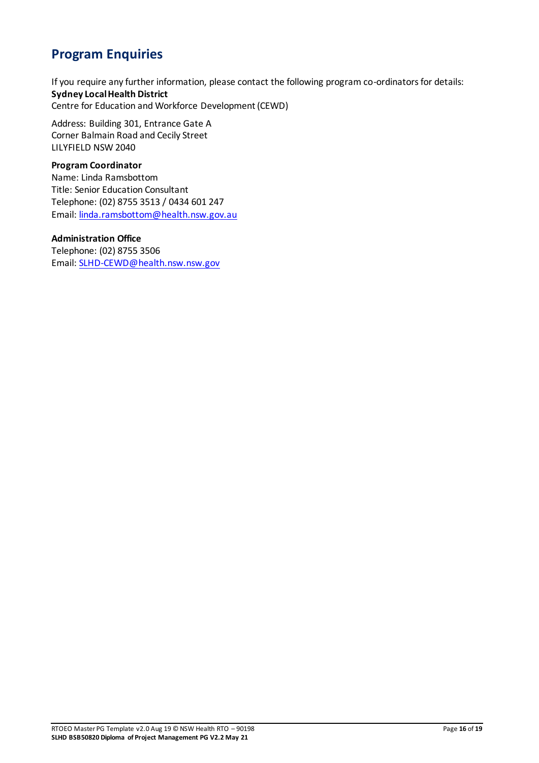## Program Enquiries

If you require any further information, please contact the following program co-ordinators for details:
**Sydney Local Health District**
Centre for Education and Workforce Development (CEWD)

Address: Building 301, Entrance Gate A
Corner Balmain Road and Cecily Street
LILYFIELD NSW 2040

**Program Coordinator**
Name: Linda Ramsbottom
Title: Senior Education Consultant
Telephone: (02) 8755 3513 / 0434 601 247
Email: linda.ramsbottom@health.nsw.gov.au

**Administration Office**
Telephone: (02) 8755 3506
Email: SLHD-CEWD@health.nsw.nsw.gov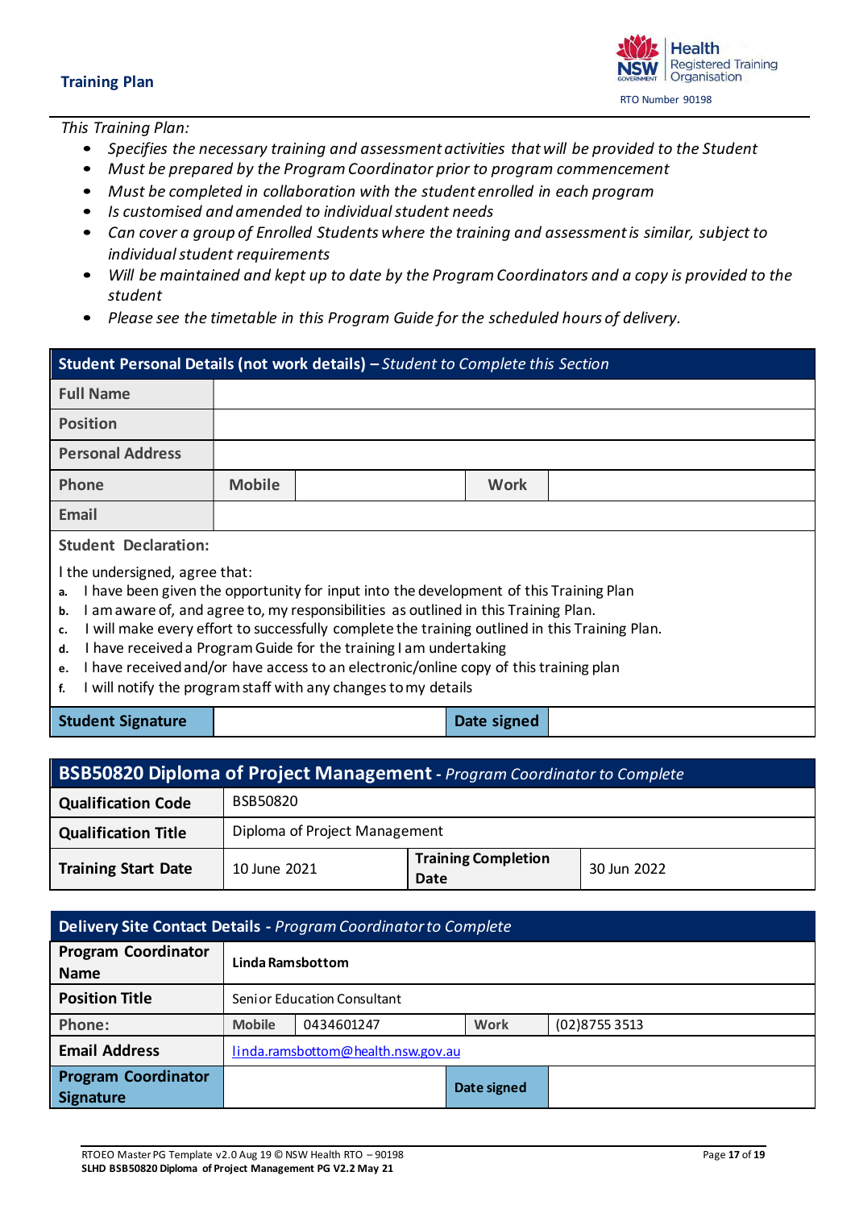## Training Plan

*This Training Plan:*

- *Specifies the necessary training and assessment activities that will be provided to the Student*
- *Must be prepared by the Program Coordinator prior to program commencement*
- *Must be completed in collaboration with the student enrolled in each program*
- *Is customised and amended to individual student needs*
- *Can cover a group of Enrolled Students where the training and assessment is similar, subject to individual student requirements*
- *Will be maintained and kept up to date by the Program Coordinators and a copy is provided to the student*
- *Please see the timetable in this Program Guide for the scheduled hours of delivery.*

| **Student Personal Details (not work details) –** *Student to Complete this Section* | | | |
|---|---|---|---|
| **Full Name** | | | |
| **Position** | | | |
| **Personal Address** | | | |
| **Phone** | **Mobile** | **Work** | |
| **Email** | | | |

**Student Declaration:**

I the undersigned, agree that:

a. I have been given the opportunity for input into the development of this Training Plan
b. I am aware of, and agree to, my responsibilities as outlined in this Training Plan.
c. I will make every effort to successfully complete the training outlined in this Training Plan.
d. I have received a Program Guide for the training I am undertaking
e. I have received and/or have access to an electronic/online copy of this training plan
f. I will notify the program staff with any changes to my details

| **Student Signature** | | **Date signed** | |
|---|---|---|---|

| **BSB50820 Diploma of Project Management** - *Program Coordinator to Complete* | | | |
|---|---|---|---|
| **Qualification Code** | BSB50820 | | |
| **Qualification Title** | Diploma of Project Management | | |
| **Training Start Date** | 10 June 2021 | **Training Completion Date** | 30 Jun 2022 |

| **Delivery Site Contact Details** - *Program Coordinator to Complete* | | | | |
|---|---|---|---|---|
| **Program Coordinator Name** | **Linda Ramsbottom** | | | |
| **Position Title** | Senior Education Consultant | | | |
| **Phone:** | **Mobile** | 0434601247 | **Work** | (02)8755 3513 |
| **Email Address** | linda.ramsbottom@health.nsw.gov.au | | | |
| **Program Coordinator Signature** | | **Date signed** | | |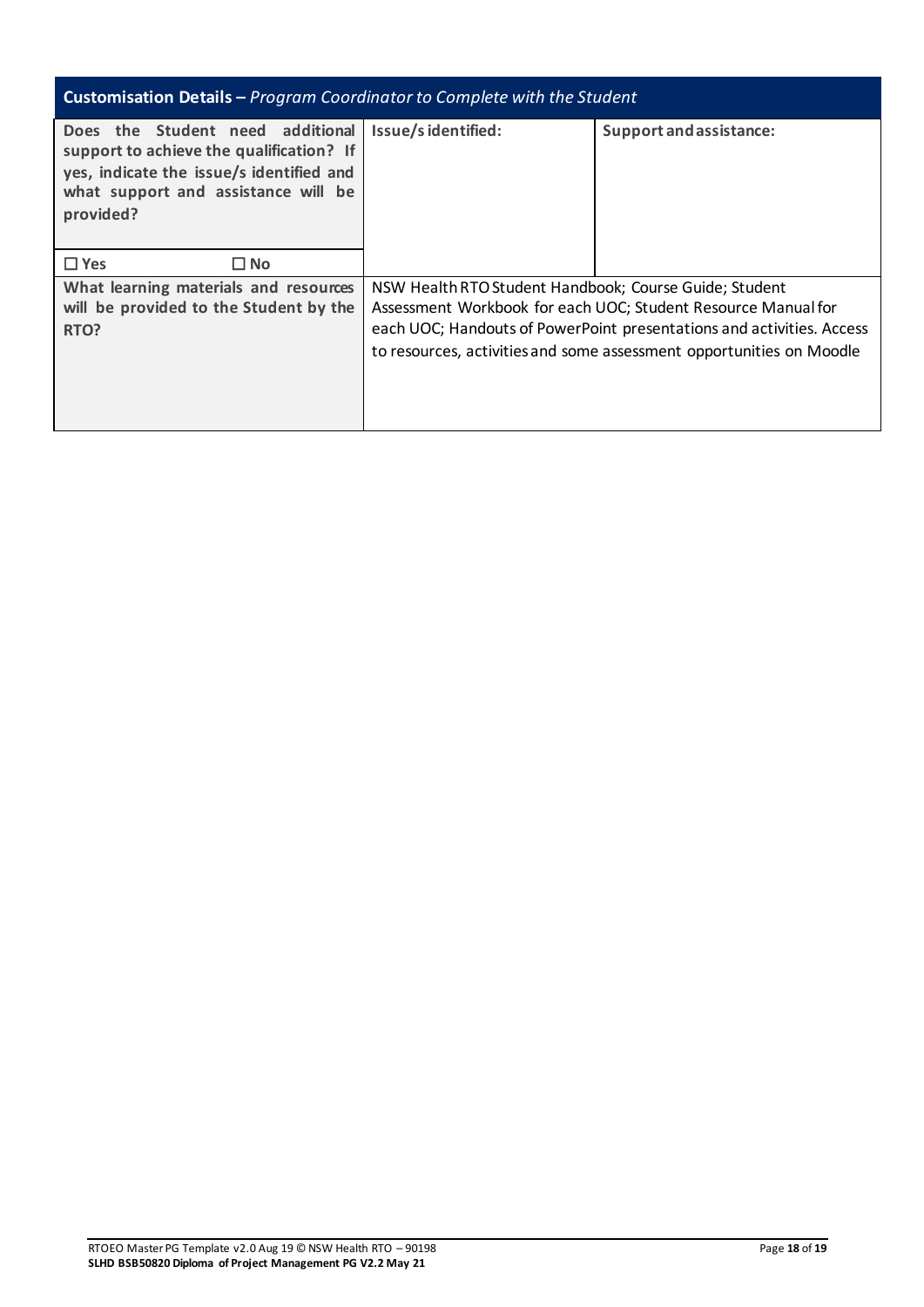| **Customisation Details –** *Program Coordinator to Complete with the Student* | | |
| --- | --- | --- |
| **Does the Student need additional support to achieve the qualification? If yes, indicate the issue/s identified and what support and assistance will be provided?**<br><br>☐ **Yes** ☐ **No** | **Issue/s identified:** | **Support and assistance:** |
| **What learning materials and resources will be provided to the Student by the RTO?** | NSW Health RTO Student Handbook; Course Guide; Student Assessment Workbook for each UOC; Student Resource Manual for each UOC; Handouts of PowerPoint presentations and activities. Access to resources, activities and some assessment opportunities on Moodle | |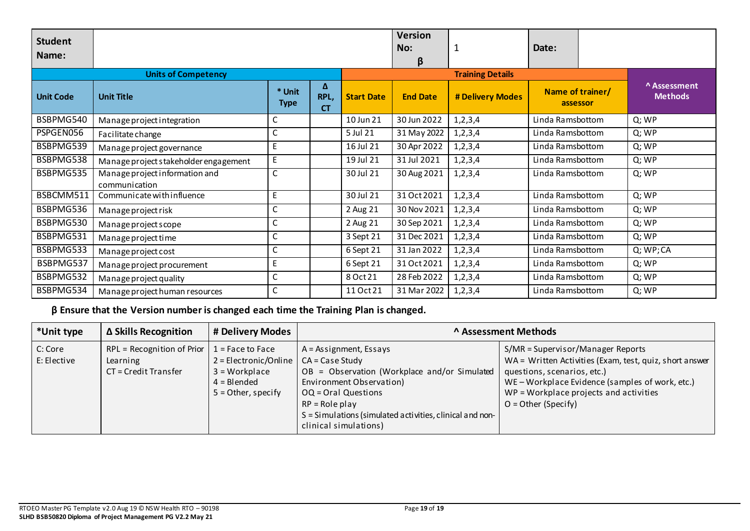| Student Name: | | | | Version No: β | 1 | Date: | | |
|---|---|---|---|---|---|---|---|---|
| **Units of Competency** | | | | **Training Details** | | | | |
| **Unit Code** | **Unit Title** | **\* Unit Type** | **Δ RPL, CT** | **Start Date** | **End Date** | **# Delivery Modes** | **Name of trainer/ assessor** | **^ Assessment Methods** |
| BSBPMG540 | Manage project integration | C | | 10 Jun 21 | 30 Jun 2022 | 1,2,3,4 | Linda Ramsbottom | Q; WP |
| PSPGEN056 | Facilitate change | C | | 5 Jul 21 | 31 May 2022 | 1,2,3,4 | Linda Ramsbottom | Q; WP |
| BSBPMG539 | Manage project governance | E | | 16 Jul 21 | 30 Apr 2022 | 1,2,3,4 | Linda Ramsbottom | Q; WP |
| BSBPMG538 | Manage project stakeholder engagement | E | | 19 Jul 21 | 31 Jul 2021 | 1,2,3,4 | Linda Ramsbottom | Q; WP |
| BSBPMG535 | Manage project information and communication | C | | 30 Jul 21 | 30 Aug 2021 | 1,2,3,4 | Linda Ramsbottom | Q; WP |
| BSBCMM511 | Communicate with influence | E | | 30 Jul 21 | 31 Oct 2021 | 1,2,3,4 | Linda Ramsbottom | Q; WP |
| BSBPMG536 | Manage project risk | C | | 2 Aug 21 | 30 Nov 2021 | 1,2,3,4 | Linda Ramsbottom | Q; WP |
| BSBPMG530 | Manage project scope | C | | 2 Aug 21 | 30 Sep 2021 | 1,2,3,4 | Linda Ramsbottom | Q; WP |
| BSBPMG531 | Manage project time | C | | 3 Sept 21 | 31 Dec 2021 | 1,2,3,4 | Linda Ramsbottom | Q; WP |
| BSBPMG533 | Manage project cost | C | | 6 Sept 21 | 31 Jan 2022 | 1,2,3,4 | Linda Ramsbottom | Q; WP; CA |
| BSBPMG537 | Manage project procurement | E | | 6 Sept 21 | 31 Oct 2021 | 1,2,3,4 | Linda Ramsbottom | Q; WP |
| BSBPMG532 | Manage project quality | C | | 8 Oct 21 | 28 Feb 2022 | 1,2,3,4 | Linda Ramsbottom | Q; WP |
| BSBPMG534 | Manage project human resources | C | | 11 Oct 21 | 31 Mar 2022 | 1,2,3,4 | Linda Ramsbottom | Q; WP |

**β Ensure that the Version number is changed each time the Training Plan is changed.**

| *Unit type | Δ Skills Recognition | # Delivery Modes | ^ Assessment Methods | |
|---|---|---|---|---|
| C: Core<br>E: Elective | RPL = Recognition of Prior Learning<br>CT = Credit Transfer | 1 = Face to Face<br>2 = Electronic/Online<br>3 = Workplace<br>4 = Blended<br>5 = Other, specify | A = Assignment, Essays<br>CA = Case Study<br>OB = Observation (Workplace and/or Simulated Environment Observation)<br>OQ = Oral Questions<br>RP = Role play<br>S = Simulations (simulated activities, clinical and non-clinical simulations) | S/MR = Supervisor/Manager Reports<br>WA = Written Activities (Exam, test, quiz, short answer questions, scenarios, etc.)<br>WE – Workplace Evidence (samples of work, etc.)<br>WP = Workplace projects and activities<br>O = Other (Specify) |

RTOEO Master PG Template v2.0 Aug 19 © NSW Health RTO – 90198
**SLHD BSB50820 Diploma of Project Management PG V2.2 May 21**